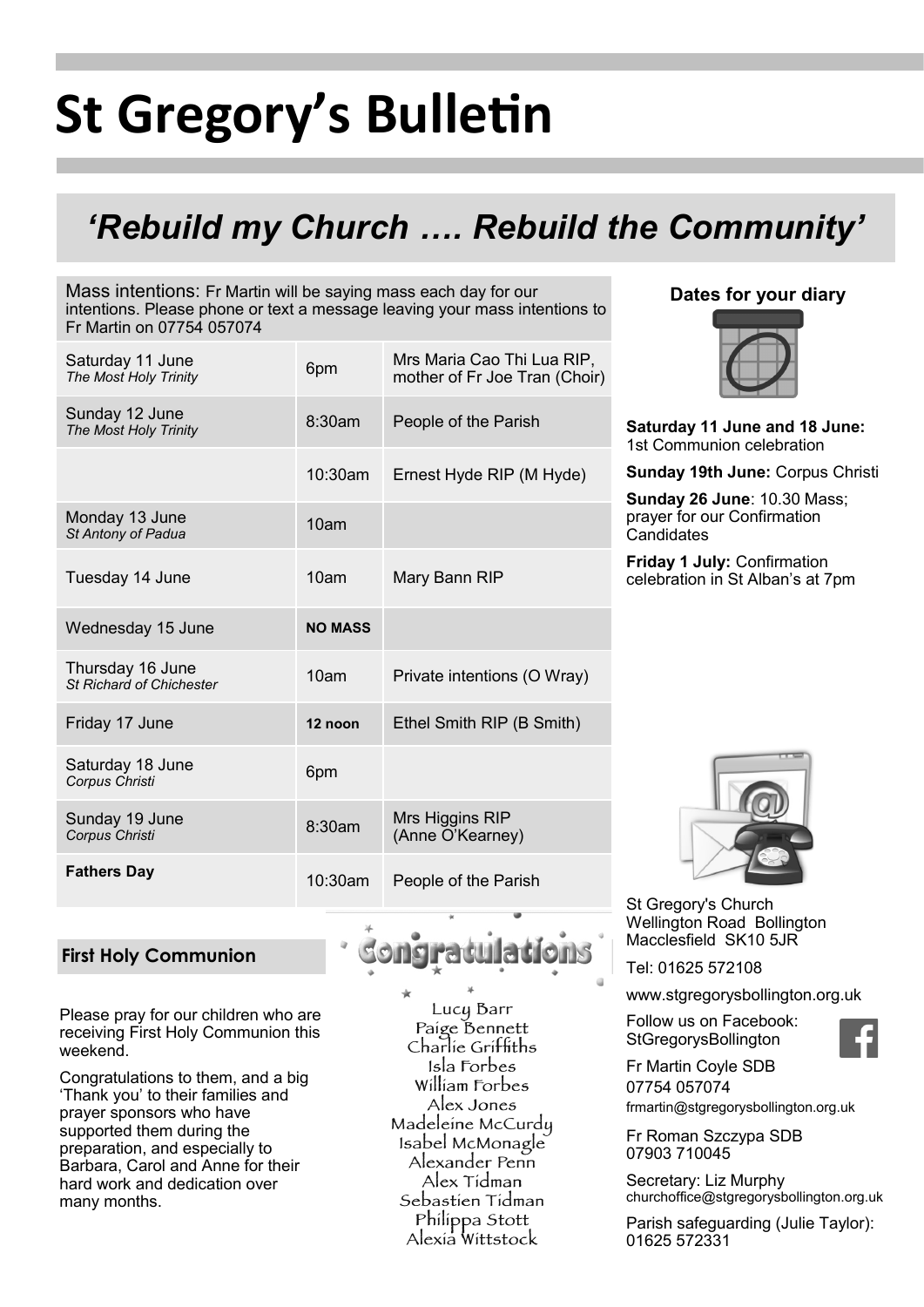# St Gregory's Bulletin

## 'Rebuild my Church …. Rebuild the Community'

Mass intentions: Fr Martin will be saying mass each day for our intentions. Please phone or text a message leaving your mass intentions to Fr Martin on 07754 057074

| Day | Time | Intention |
|---|---|---|
| Saturday 11 June *The Most Holy Trinity* | 6pm | Mrs Maria Cao Thi Lua RIP, mother of Fr Joe Tran (Choir) |
| Sunday 12 June *The Most Holy Trinity* | 8:30am | People of the Parish |
| | 10:30am | Ernest Hyde RIP (M Hyde) |
| Monday 13 June *St Antony of Padua* | 10am | |
| Tuesday 14 June | 10am | Mary Bann RIP |
| Wednesday 15 June | **NO MASS** | |
| Thursday 16 June *St Richard of Chichester* | 10am | Private intentions (O Wray) |
| Friday 17 June | **12 noon** | Ethel Smith RIP (B Smith) |
| Saturday 18 June *Corpus Christi* | 6pm | |
| Sunday 19 June *Corpus Christi* | 8:30am | Mrs Higgins RIP (Anne O'Kearney) |
| **Fathers Day** | 10:30am | People of the Parish |

### First Holy Communion

Please pray for our children who are receiving First Holy Communion this weekend.

Congratulations to them, and a big 'Thank you' to their families and prayer sponsors who have supported them during the preparation, and especially to Barbara, Carol and Anne for their hard work and dedication over many months.

**Congratulations**

Lucy Barr
Paige Bennett
Charlie Griffiths
Isla Forbes
William Forbes
Alex Jones
Madeleine McCurdy
Isabel McMonagle
Alexander Penn
Alex Tidman
Sebastien Tidman
Philippa Stott
Alexia Wittstock

### Dates for your diary

**Saturday 11 June and 18 June:** 1st Communion celebration

**Sunday 19th June:** Corpus Christi

**Sunday 26 June**: 10.30 Mass; prayer for our Confirmation Candidates

**Friday 1 July:** Confirmation celebration in St Alban's at 7pm

St Gregory's Church
Wellington Road Bollington
Macclesfield SK10 5JR

Tel: 01625 572108

www.stgregorysbollington.org.uk

Follow us on Facebook: StGregorysBollington

Fr Martin Coyle SDB
07754 057074
frmartin@stgregorysbollington.org.uk

Fr Roman Szczypa SDB
07903 710045

Secretary: Liz Murphy
churchoffice@stgregorysbollington.org.uk

Parish safeguarding (Julie Taylor): 01625 572331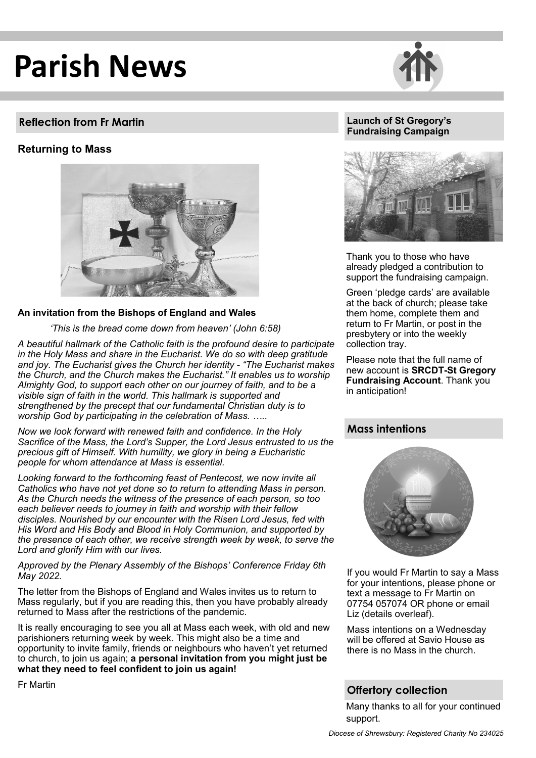# Parish News

## Reflection from Fr Martin

### Returning to Mass

**An invitation from the Bishops of England and Wales**

*'This is the bread come down from heaven' (John 6:58)*

*A beautiful hallmark of the Catholic faith is the profound desire to participate in the Holy Mass and share in the Eucharist. We do so with deep gratitude and joy. The Eucharist gives the Church her identity - "The Eucharist makes the Church, and the Church makes the Eucharist." It enables us to worship Almighty God, to support each other on our journey of faith, and to be a visible sign of faith in the world. This hallmark is supported and strengthened by the precept that our fundamental Christian duty is to worship God by participating in the celebration of Mass. …..*

*Now we look forward with renewed faith and confidence. In the Holy Sacrifice of the Mass, the Lord's Supper, the Lord Jesus entrusted to us the precious gift of Himself. With humility, we glory in being a Eucharistic people for whom attendance at Mass is essential.*

*Looking forward to the forthcoming feast of Pentecost, we now invite all Catholics who have not yet done so to return to attending Mass in person. As the Church needs the witness of the presence of each person, so too each believer needs to journey in faith and worship with their fellow disciples. Nourished by our encounter with the Risen Lord Jesus, fed with His Word and His Body and Blood in Holy Communion, and supported by the presence of each other, we receive strength week by week, to serve the Lord and glorify Him with our lives.*

*Approved by the Plenary Assembly of the Bishops' Conference Friday 6th May 2022.*

The letter from the Bishops of England and Wales invites us to return to Mass regularly, but if you are reading this, then you have probably already returned to Mass after the restrictions of the pandemic.

It is really encouraging to see you all at Mass each week, with old and new parishioners returning week by week. This might also be a time and opportunity to invite family, friends or neighbours who haven't yet returned to church, to join us again; **a personal invitation from you might just be what they need to feel confident to join us again!**

Fr Martin

## Launch of St Gregory's Fundraising Campaign

Thank you to those who have already pledged a contribution to support the fundraising campaign.

Green 'pledge cards' are available at the back of church; please take them home, complete them and return to Fr Martin, or post in the presbytery or into the weekly collection tray.

Please note that the full name of new account is **SRCDT-St Gregory Fundraising Account**. Thank you in anticipation!

## Mass intentions

If you would Fr Martin to say a Mass for your intentions, please phone or text a message to Fr Martin on 07754 057074 OR phone or email Liz (details overleaf).

Mass intentions on a Wednesday will be offered at Savio House as there is no Mass in the church.

## Offertory collection

Many thanks to all for your continued support.

*Diocese of Shrewsbury: Registered Charity No 234025*